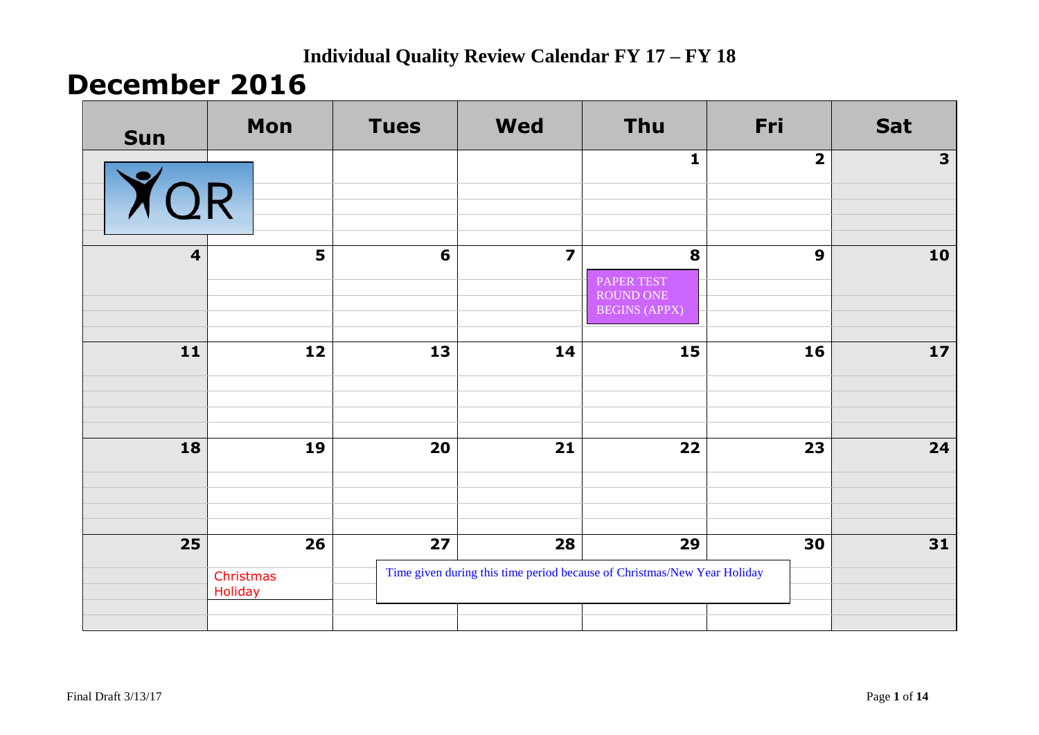# Individual Quality Review Calendar FY 17 – FY 18

## December 2016

| Sun | Mon | Tues | Wed | Thu | Fri | Sat |
|---|---|---|---|---|---|---|
| IQR | | | | 1 | 2 | 3 |
| 4 | 5 | 6 | 7 | 8<br>PAPER TEST ROUND ONE BEGINS (APPX) | 9 | 10 |
| 11 | 12 | 13 | 14 | 15 | 16 | 17 |
| 18 | 19 | 20 | 21 | 22 | 23 | 24 |
| 25 | 26<br>Christmas Holiday | 27<br>Time given during this time period because of Christmas/New Year Holiday | 28 | 29 | 30 | 31 |

Final Draft 3/13/17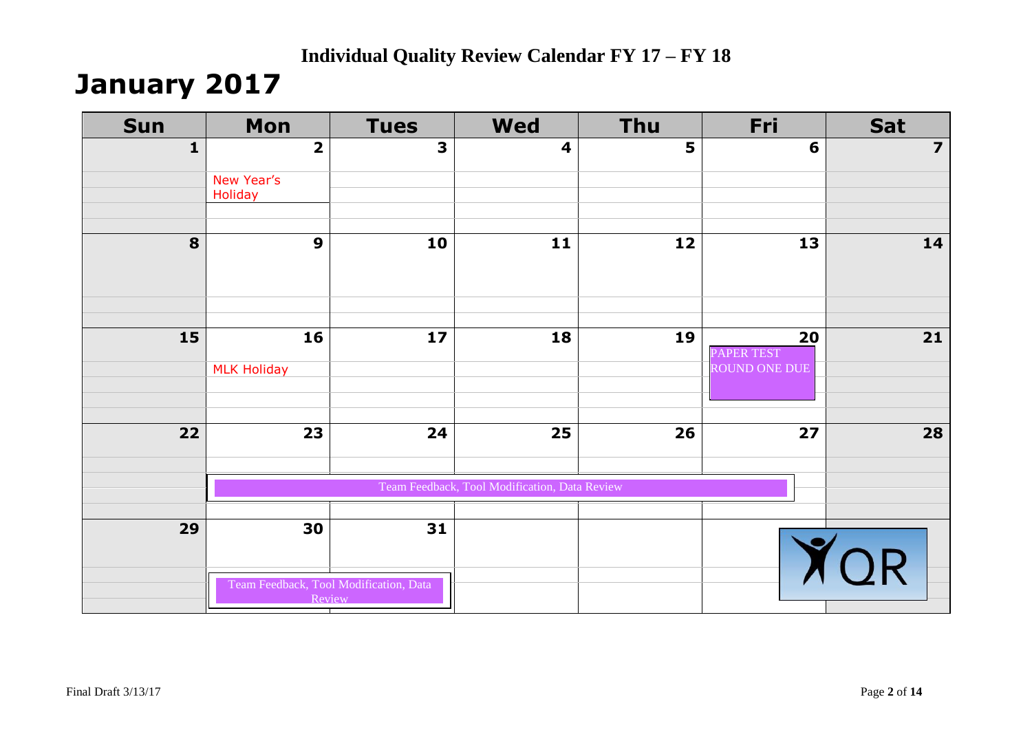# Individual Quality Review Calendar FY 17 – FY 18

## January 2017

| Sun | Mon | Tues | Wed | Thu | Fri | Sat |
|---|---|---|---|---|---|---|
| 1 | 2<br>New Year's Holiday | 3 | 4 | 5 | 6 | 7 |
| 8 | 9 | 10 | 11 | 12 | 13 | 14 |
| 15 | 16<br>MLK Holiday | 17 | 18 | 19 | 20<br>PAPER TEST ROUND ONE DUE | 21 |
| 22 | 23<br>Team Feedback, Tool Modification, Data Review | 24<br>Team Feedback, Tool Modification, Data Review | 25<br>Team Feedback, Tool Modification, Data Review | 26<br>Team Feedback, Tool Modification, Data Review | 27<br>Team Feedback, Tool Modification, Data Review | 28 |
| 29 | 30<br>Team Feedback, Tool Modification, Data Review | 31<br>Team Feedback, Tool Modification, Data Review | | | | |

IQR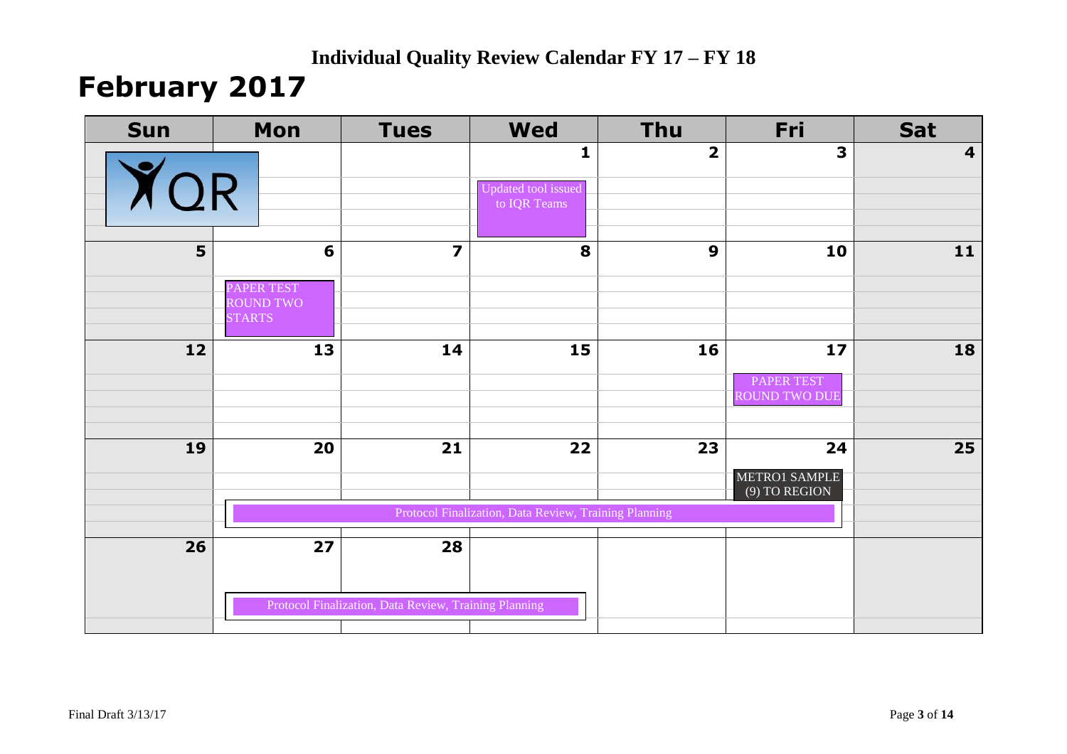# Individual Quality Review Calendar FY 17 – FY 18

## February 2017

| Sun | Mon | Tues | Wed | Thu | Fri | Sat |
|---|---|---|---|---|---|---|
| IQR | | | 1<br>Updated tool issued to IQR Teams | 2 | 3 | 4 |
| 5 | 6<br>PAPER TEST ROUND TWO STARTS | 7 | 8 | 9 | 10 | 11 |
| 12 | 13 | 14 | 15 | 16 | 17<br>PAPER TEST ROUND TWO DUE | 18 |
| 19 | 20<br>Protocol Finalization, Data Review, Training Planning | 21<br>Protocol Finalization, Data Review, Training Planning | 22<br>Protocol Finalization, Data Review, Training Planning | 23<br>Protocol Finalization, Data Review, Training Planning | 24<br>METRO1 SAMPLE (9) TO REGION<br>Protocol Finalization, Data Review, Training Planning | 25 |
| 26 | 27<br>Protocol Finalization, Data Review, Training Planning | 28<br>Protocol Finalization, Data Review, Training Planning | | | | |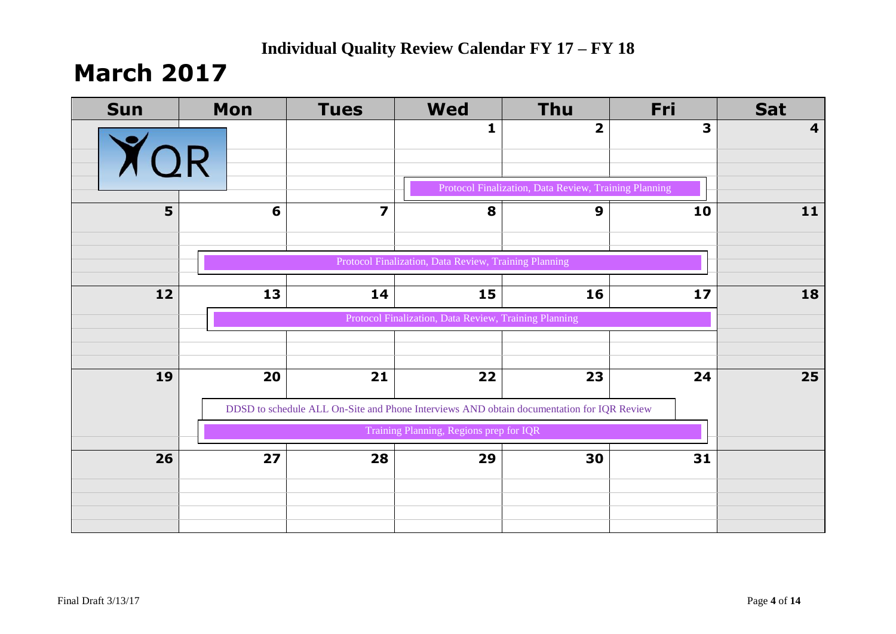# Individual Quality Review Calendar FY 17 – FY 18

## March 2017

| Sun | Mon | Tues | Wed | Thu | Fri | Sat |
|---|---|---|---|---|---|---|
| | | | 1 | 2 | 3 | 4 |
| | | | Protocol Finalization, Data Review, Training Planning | | | |
| 5 | 6 | 7 | 8 | 9 | 10 | 11 |
| | Protocol Finalization, Data Review, Training Planning | | | | | |
| 12 | 13 | 14 | 15 | 16 | 17 | 18 |
| | Protocol Finalization, Data Review, Training Planning | | | | | |
| 19 | 20 | 21 | 22 | 23 | 24 | 25 |
| | DDSD to schedule ALL On-Site and Phone Interviews AND obtain documentation for IQR Review | | | | | |
| | Training Planning, Regions prep for IQR | | | | | |
| 26 | 27 | 28 | 29 | 30 | 31 | |

Final Draft 3/13/17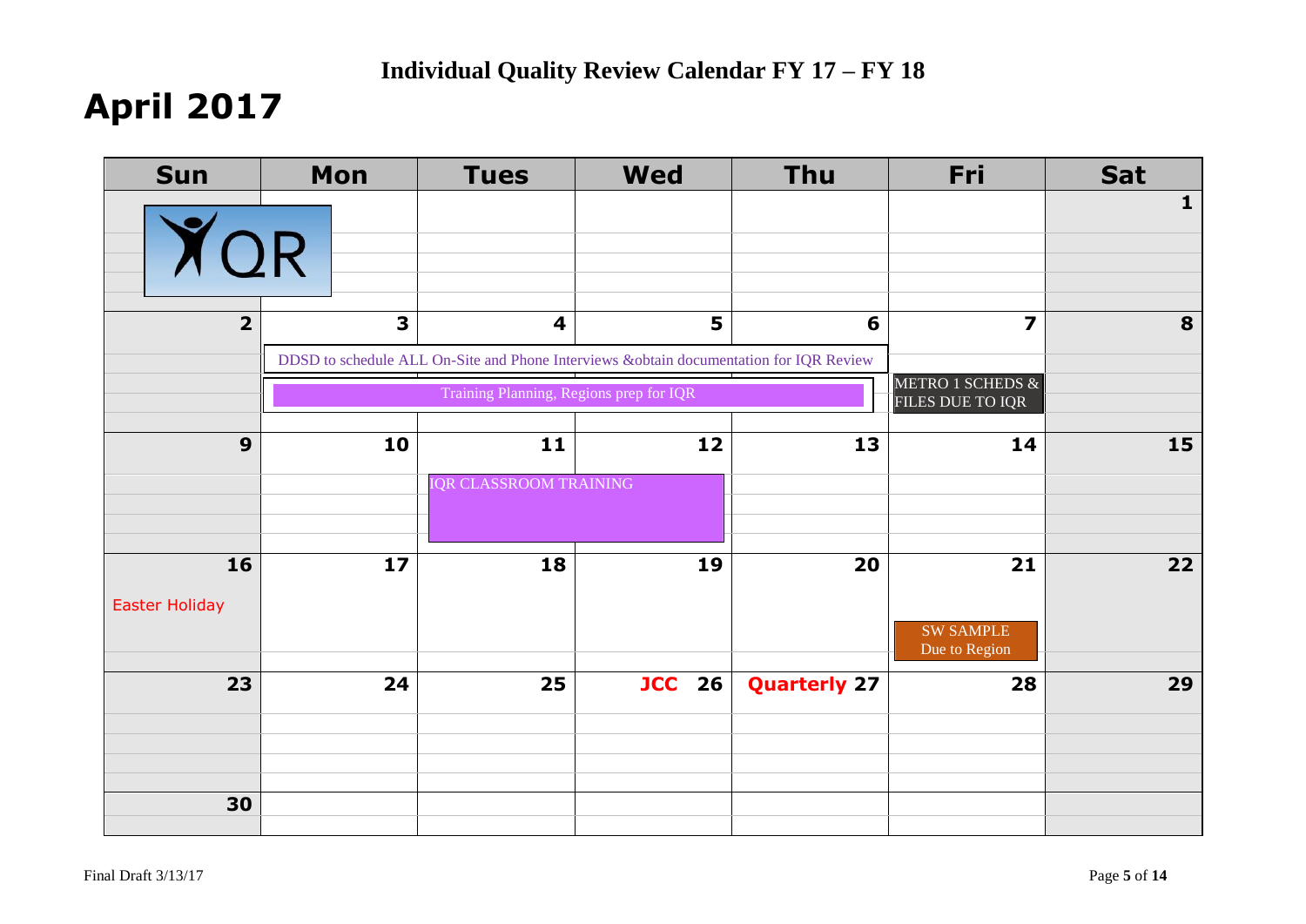# Individual Quality Review Calendar FY 17 – FY 18

## April 2017

| Sun | Mon | Tues | Wed | Thu | Fri | Sat |
|---|---|---|---|---|---|---|
| IQR | | | | | | 1 |
| 2 | 3 | 4 | 5 | 6 | 7 | 8 |
| | DDSD to schedule ALL On-Site and Phone Interviews &obtain documentation for IQR Review | | | | | |
| | Training Planning, Regions prep for IQR | | | | METRO 1 SCHEDS & FILES DUE TO IQR | |
| 9 | 10 | 11 | 12 | 13 | 14 | 15 |
| | | IQR CLASSROOM TRAINING | | | | |
| 16 | 17 | 18 | 19 | 20 | 21 | 22 |
| Easter Holiday | | | | | SW SAMPLE Due to Region | |
| 23 | 24 | 25 | JCC 26 | Quarterly 27 | 28 | 29 |
| 30 | | | | | | |

Final Draft 3/13/17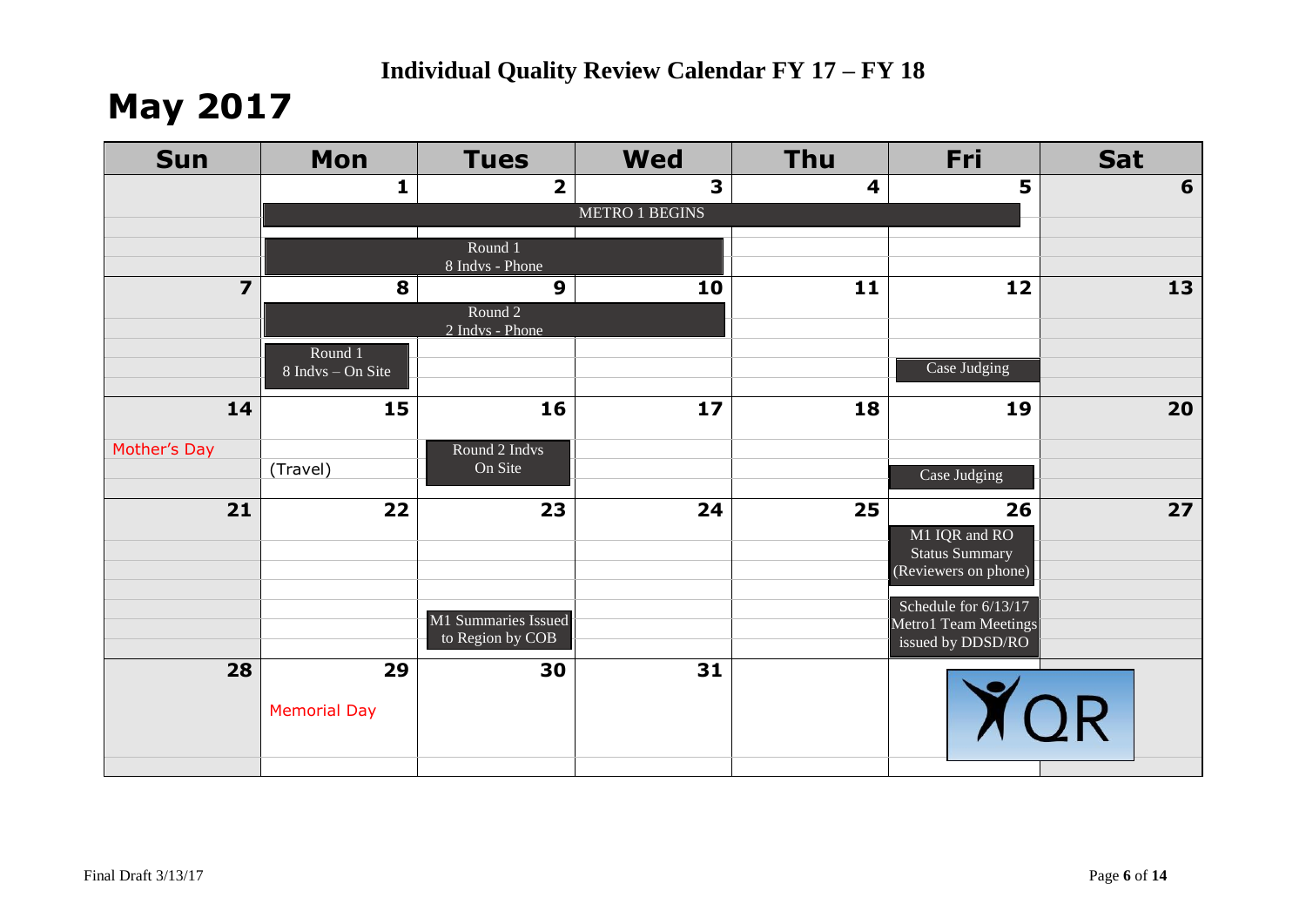# Individual Quality Review Calendar FY 17 – FY 18

## May 2017

| Sun | Mon | Tues | Wed | Thu | Fri | Sat |
|---|---|---|---|---|---|---|
| | 1 | 2 | 3 | 4 | 5 | 6 |
| | METRO 1 BEGINS | | | | | |
| | Round 1 8 Indvs - Phone | | | | | |
| 7 | 8 | 9 | 10 | 11 | 12 | 13 |
| | Round 2 2 Indvs - Phone | | | | | |
| | Round 1 8 Indvs – On Site | | | | Case Judging | |
| 14 Mother's Day | 15 (Travel) | 16 Round 2 Indvs On Site | 17 | 18 | 19 Case Judging | 20 |
| 21 | 22 | 23 M1 Summaries Issued to Region by COB | 24 | 25 | 26 M1 IQR and RO Status Summary (Reviewers on phone); Schedule for 6/13/17 Metro1 Team Meetings issued by DDSD/RO | 27 |
| 28 | 29 Memorial Day | 30 | 31 | | | |

IQR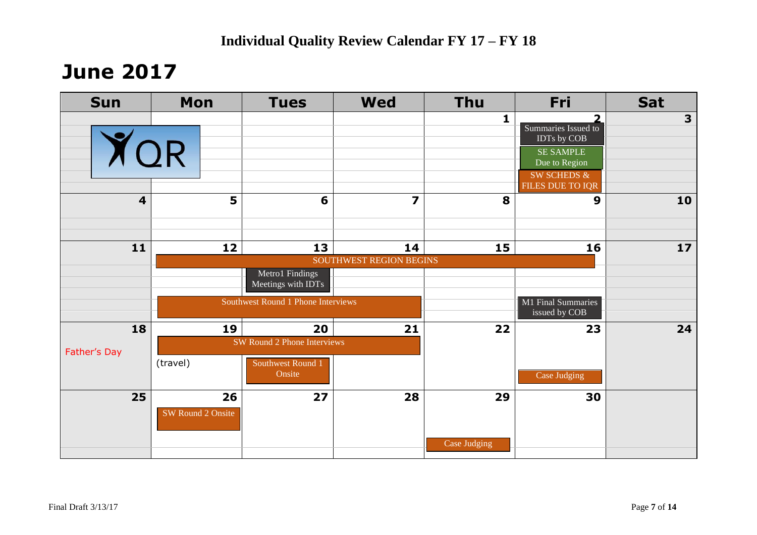# Individual Quality Review Calendar FY 17 – FY 18

## June 2017

| Sun | Mon | Tues | Wed | Thu | Fri | Sat |
|---|---|---|---|---|---|---|
| IQR | | | | 1 | 2 Summaries Issued to IDTs by COB; SE SAMPLE Due to Region; SW SCHEDS & FILES DUE TO IQR | 3 |
| 4 | 5 | 6 | 7 | 8 | 9 | 10 |
| 11 | 12 SOUTHWEST REGION BEGINS; Southwest Round 1 Phone Interviews | 13 Metro1 Findings Meetings with IDTs; Southwest Round 1 Phone Interviews | 14 Southwest Round 1 Phone Interviews | 15 | 16 M1 Final Summaries issued by COB | 17 |
| 18 Father's Day | 19 SW Round 2 Phone Interviews; (travel) | 20 SW Round 2 Phone Interviews; Southwest Round 1 Onsite | 21 SW Round 2 Phone Interviews | 22 | 23 Case Judging | 24 |
| 25 | 26 SW Round 2 Onsite | 27 | 28 | 29 Case Judging | 30 | |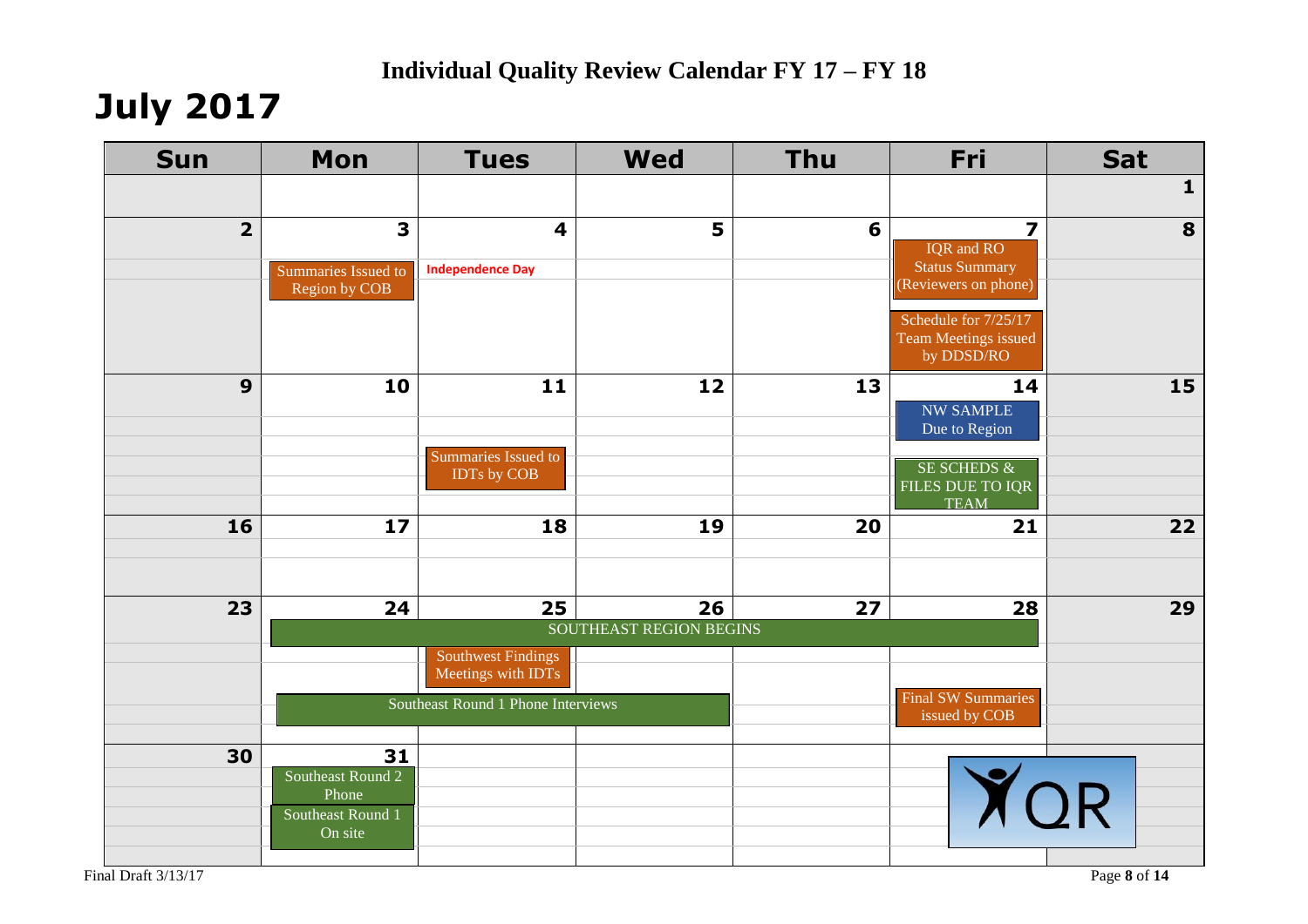# Individual Quality Review Calendar FY 17 – FY 18

## July 2017

| Sun | Mon | Tues | Wed | Thu | Fri | Sat |
|---|---|---|---|---|---|---|
| | | | | | | 1 |
| 2 | 3<br>Summaries Issued to Region by COB | 4<br>**Independence Day** | 5 | 6 | 7<br>IQR and RO Status Summary (Reviewers on phone)<br>Schedule for 7/25/17 Team Meetings issued by DDSD/RO | 8 |
| 9 | 10 | 11<br>Summaries Issued to IDTs by COB | 12 | 13 | 14<br>NW SAMPLE Due to Region<br>SE SCHEDS & FILES DUE TO IQR TEAM | 15 |
| 16 | 17 | 18 | 19 | 20 | 21 | 22 |
| 23 | 24<br>SOUTHEAST REGION BEGINS (24–28)<br>Southeast Round 1 Phone Interviews (24–26) | 25<br>Southwest Findings Meetings with IDTs | 26 | 27 | 28<br>Final SW Summaries issued by COB | 29 |
| 30 | 31<br>Southeast Round 2 Phone<br>Southeast Round 1 On site | | | | | |

YQR

Final Draft 3/13/17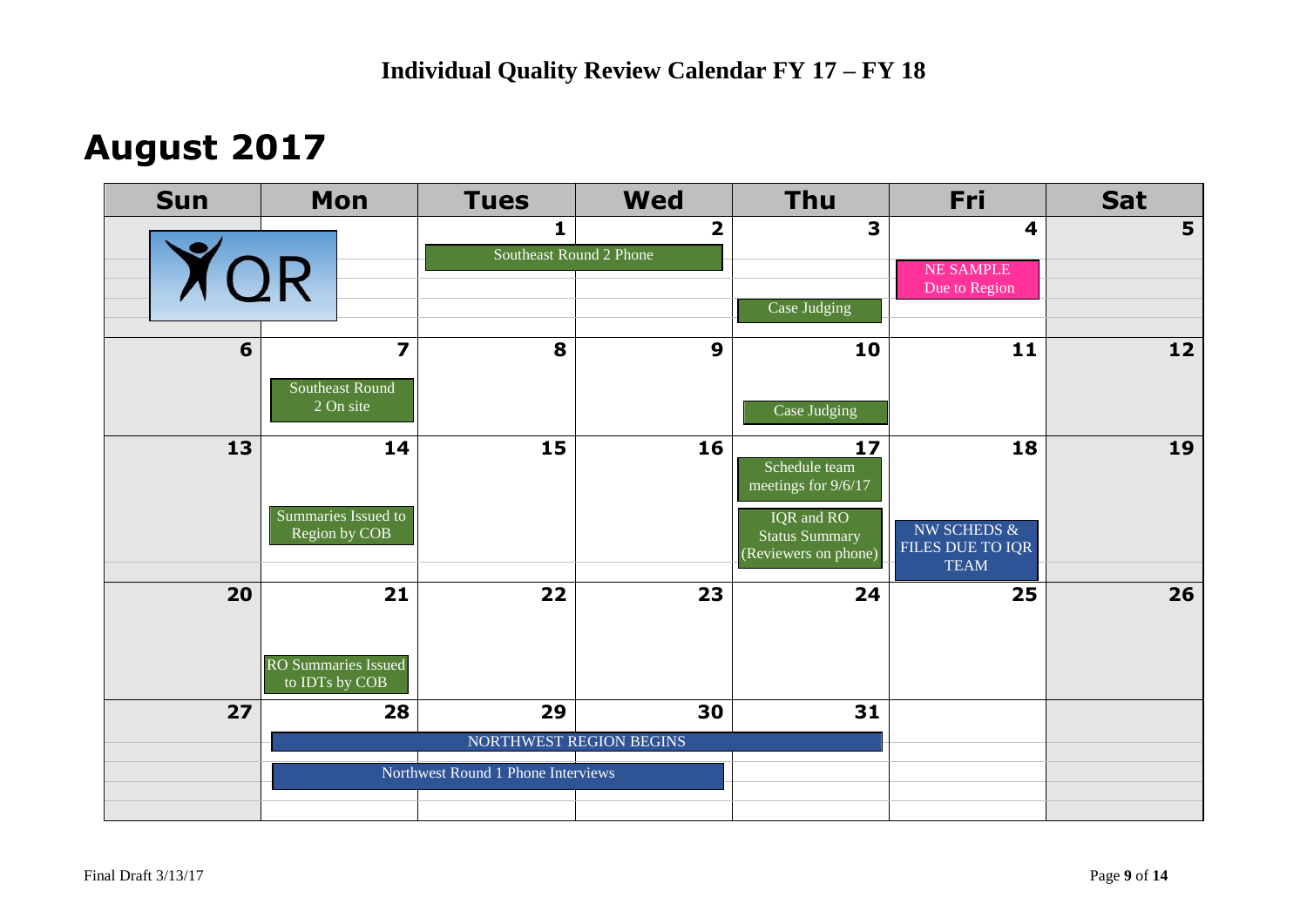# Individual Quality Review Calendar FY 17 – FY 18

## August 2017

| Sun | Mon | Tues | Wed | Thu | Fri | Sat |
|---|---|---|---|---|---|---|
| IQR | | 1<br>Southeast Round 2 Phone | 2<br>Southeast Round 2 Phone | 3<br>Case Judging | 4<br>NE SAMPLE Due to Region | 5 |
| 6 | 7<br>Southeast Round 2 On site | 8 | 9 | 10<br>Case Judging | 11 | 12 |
| 13 | 14<br>Summaries Issued to Region by COB | 15 | 16 | 17<br>Schedule team meetings for 9/6/17<br>IQR and RO Status Summary (Reviewers on phone) | 18<br>NW SCHEDS & FILES DUE TO IQR TEAM | 19 |
| 20 | 21<br>RO Summaries Issued to IDTs by COB | 22 | 23 | 24 | 25 | 26 |
| 27 | 28<br>NORTHWEST REGION BEGINS<br>Northwest Round 1 Phone Interviews | 29<br>NORTHWEST REGION BEGINS<br>Northwest Round 1 Phone Interviews | 30<br>NORTHWEST REGION BEGINS<br>Northwest Round 1 Phone Interviews | 31<br>NORTHWEST REGION BEGINS | | |

Final Draft 3/13/17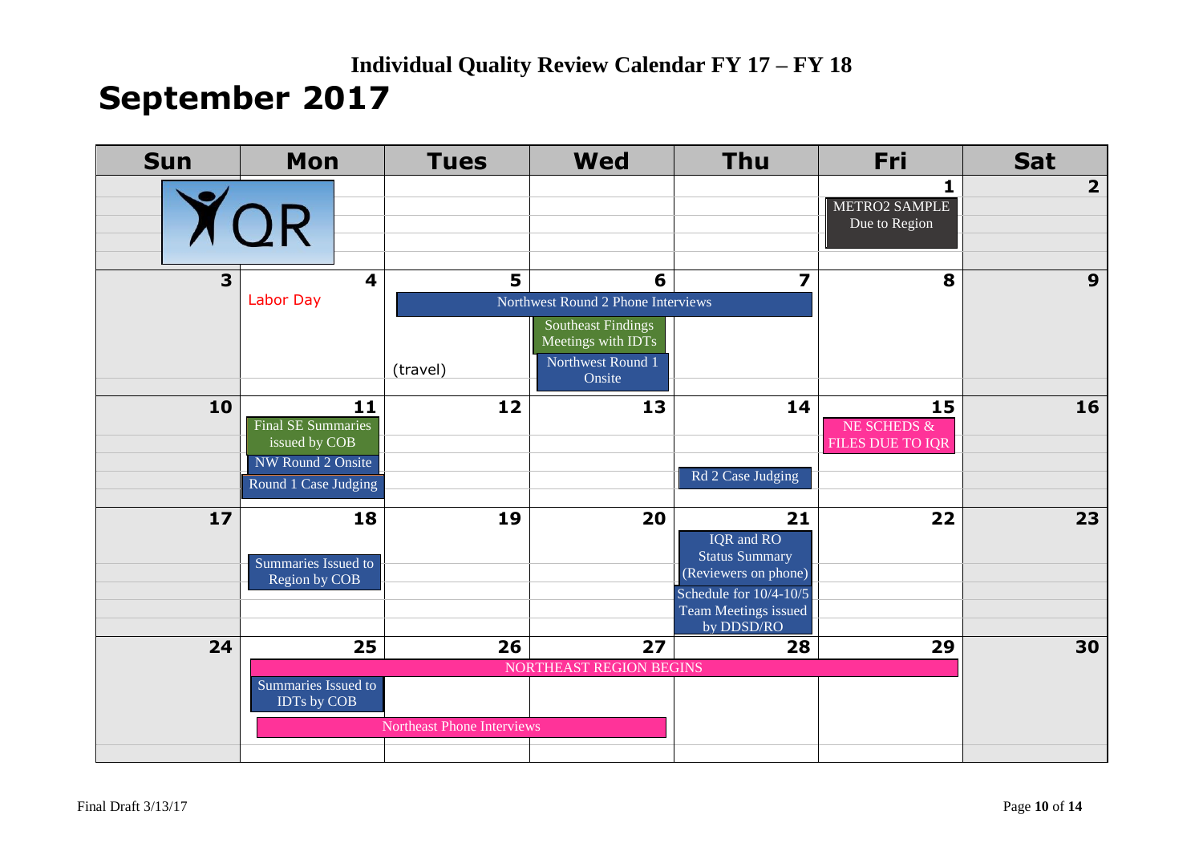# Individual Quality Review Calendar FY 17 – FY 18

## September 2017

| Sun | Mon | Tues | Wed | Thu | Fri | Sat |
|---|---|---|---|---|---|---|
| | IQR | | | | 1 METRO2 SAMPLE Due to Region | 2 |
| 3 | 4 Labor Day | 5 (travel) Northwest Round 2 Phone Interviews | 6 Northwest Round 2 Phone Interviews; Southeast Findings Meetings with IDTs; Northwest Round 1 Onsite | 7 Northwest Round 2 Phone Interviews | 8 | 9 |
| 10 | 11 Final SE Summaries issued by COB; NW Round 2 Onsite; Round 1 Case Judging | 12 | 13 | 14 Rd 2 Case Judging | 15 NE SCHEDS & FILES DUE TO IQR | 16 |
| 17 | 18 Summaries Issued to Region by COB | 19 | 20 | 21 IQR and RO Status Summary (Reviewers on phone); Schedule for 10/4-10/5 Team Meetings issued by DDSD/RO | 22 | 23 |
| 24 | 25 NORTHEAST REGION BEGINS; Summaries Issued to IDTs by COB; Northeast Phone Interviews | 26 NORTHEAST REGION BEGINS; Northeast Phone Interviews | 27 NORTHEAST REGION BEGINS; Northeast Phone Interviews | 28 NORTHEAST REGION BEGINS | 29 NORTHEAST REGION BEGINS | 30 |

Final Draft 3/13/17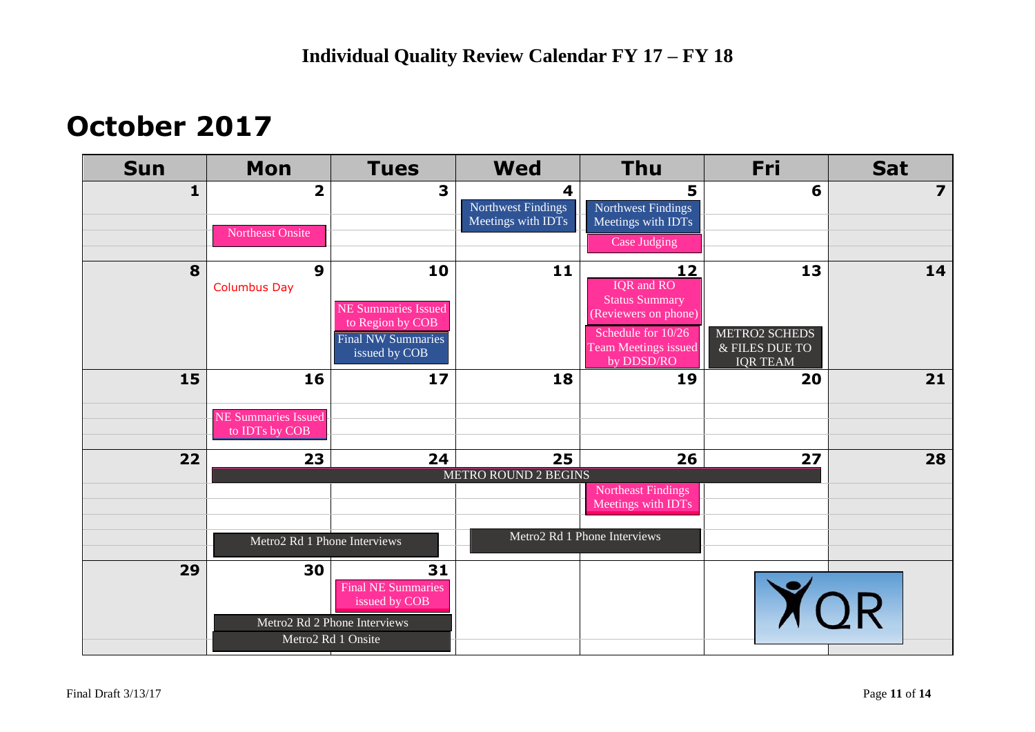# Individual Quality Review Calendar FY 17 – FY 18

## October 2017

| Sun | Mon | Tues | Wed | Thu | Fri | Sat |
|---|---|---|---|---|---|---|
| 1 | 2<br>Northeast Onsite | 3 | 4<br>Northwest Findings Meetings with IDTs | 5<br>Northwest Findings Meetings with IDTs<br>Case Judging | 6 | 7 |
| 8 | 9<br>Columbus Day | 10<br>NE Summaries Issued to Region by COB<br>Final NW Summaries issued by COB | 11 | 12<br>IQR and RO Status Summary (Reviewers on phone)<br>Schedule for 10/26 Team Meetings issued by DDSD/RO | 13<br>METRO2 SCHEDS & FILES DUE TO IQR TEAM | 14 |
| 15 | 16<br>NE Summaries Issued to IDTs by COB | 17 | 18 | 19 | 20 | 21 |
| 22 | 23<br>METRO ROUND 2 BEGINS (Mon–Fri)<br>Metro2 Rd 1 Phone Interviews (Mon–Tues) | 24 | 25<br>Metro2 Rd 1 Phone Interviews (Wed–Thu) | 26<br>Northeast Findings Meetings with IDTs | 27 | 28 |
| 29 | 30<br>Metro2 Rd 2 Phone Interviews (Mon–Tues)<br>Metro2 Rd 1 Onsite (Mon–Tues) | 31<br>Final NE Summaries issued by COB | | | | |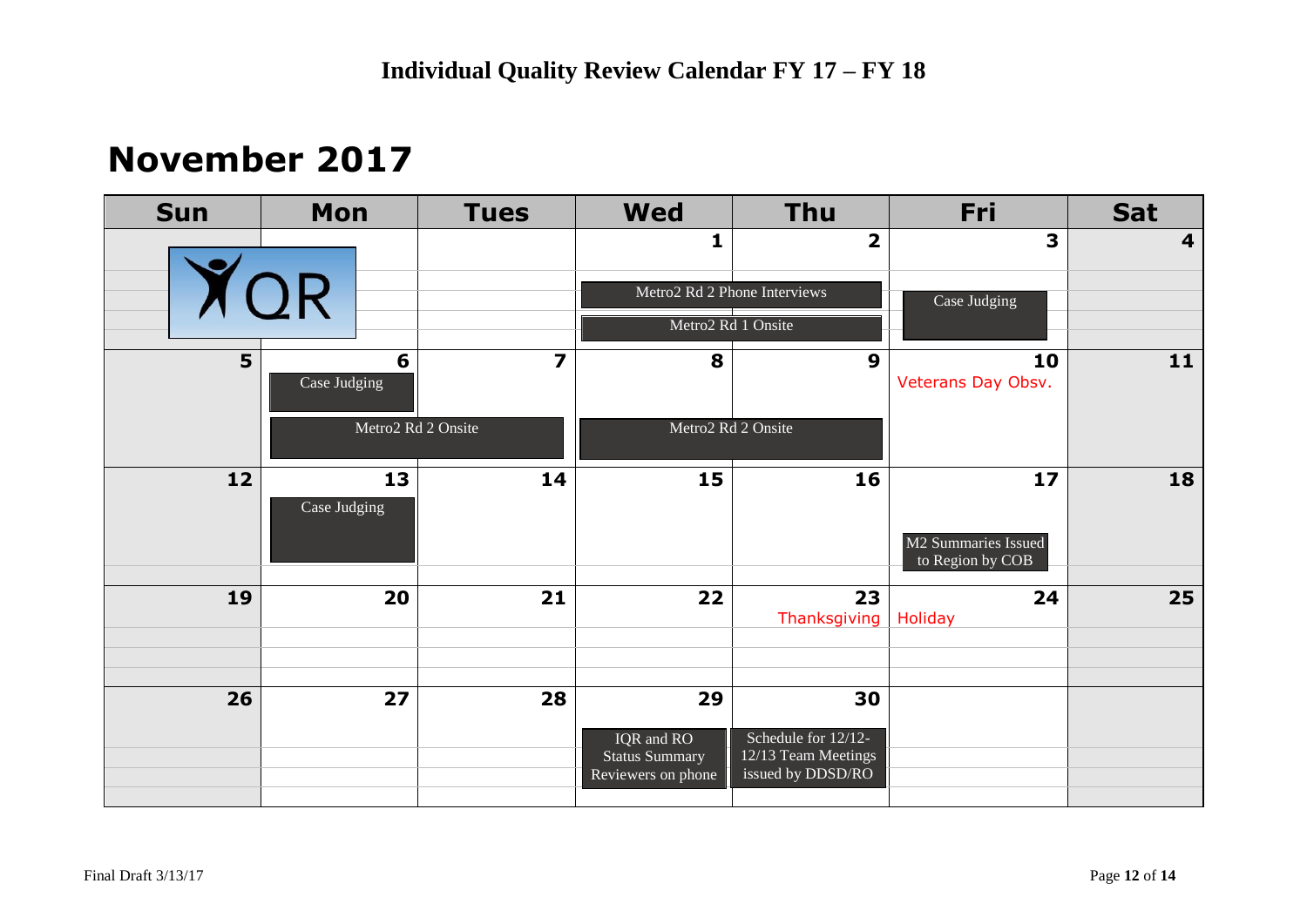# Individual Quality Review Calendar FY 17 – FY 18

## November 2017

| Sun | Mon | Tues | Wed | Thu | Fri | Sat |
|---|---|---|---|---|---|---|
| IQR | | | 1<br>Metro2 Rd 2 Phone Interviews<br>Metro2 Rd 1 Onsite | 2<br>Metro2 Rd 2 Phone Interviews<br>Metro2 Rd 1 Onsite | 3<br>Case Judging | 4 |
| 5 | 6<br>Case Judging<br>Metro2 Rd 2 Onsite | 7<br>Metro2 Rd 2 Onsite | 8<br>Metro2 Rd 2 Onsite | 9<br>Metro2 Rd 2 Onsite | 10<br>Veterans Day Obsv. | 11 |
| 12 | 13<br>Case Judging | 14 | 15 | 16 | 17<br>M2 Summaries Issued to Region by COB | 18 |
| 19 | 20 | 21 | 22 | 23<br>Thanksgiving | 24<br>Holiday | 25 |
| 26 | 27 | 28 | 29<br>IQR and RO Status Summary Reviewers on phone | 30<br>Schedule for 12/12-12/13 Team Meetings issued by DDSD/RO | | |

Final Draft 3/13/17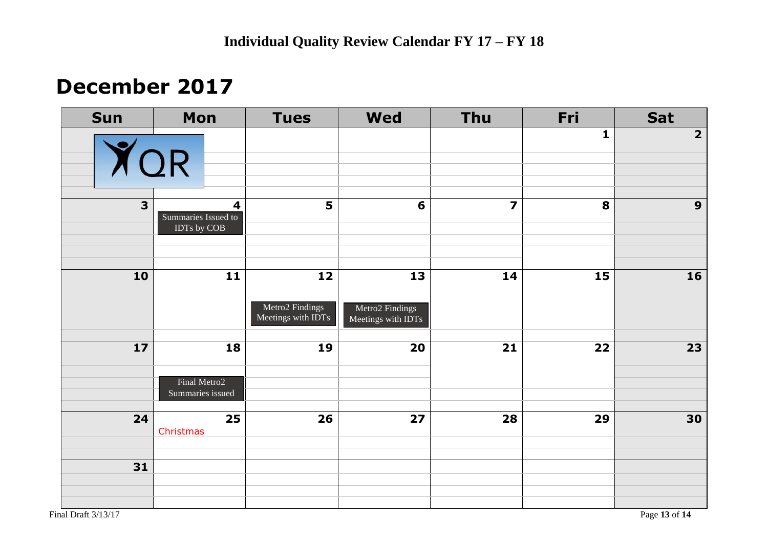# Individual Quality Review Calendar FY 17 – FY 18

## December 2017

| Sun | Mon | Tues | Wed | Thu | Fri | Sat |
|---|---|---|---|---|---|---|
| | | | | | 1 | 2 |
| 3 | 4 Summaries Issued to IDTs by COB | 5 | 6 | 7 | 8 | 9 |
| 10 | 11 | 12 Metro2 Findings Meetings with IDTs | 13 Metro2 Findings Meetings with IDTs | 14 | 15 | 16 |
| 17 | 18 Final Metro2 Summaries issued | 19 | 20 | 21 | 22 | 23 |
| 24 | 25 Christmas | 26 | 27 | 28 | 29 | 30 |
| 31 | | | | | | |

Final Draft 3/13/17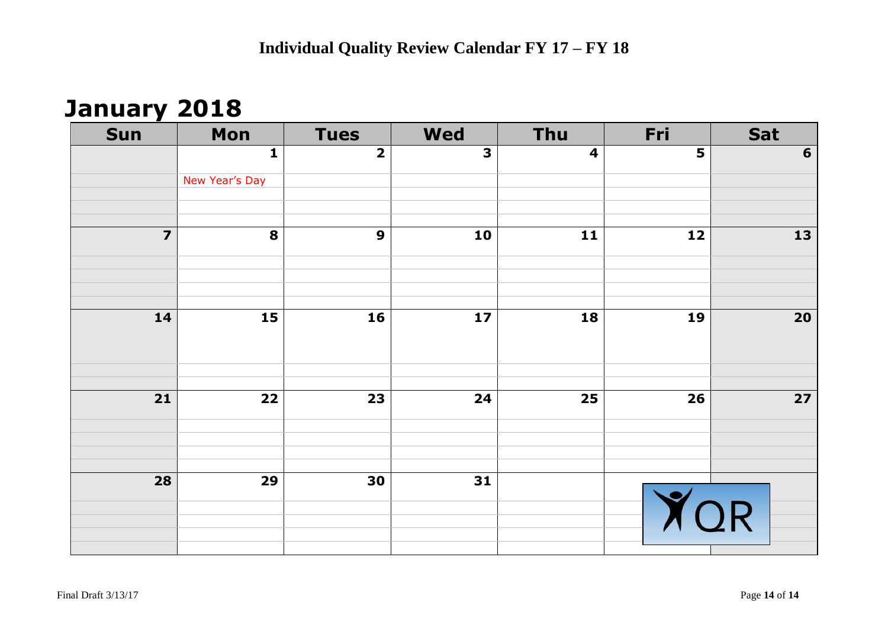# Individual Quality Review Calendar FY 17 – FY 18

## January 2018

| Sun | Mon | Tues | Wed | Thu | Fri | Sat |
|---|---|---|---|---|---|---|
| | 1<br>New Year's Day | 2 | 3 | 4 | 5 | 6 |
| 7 | 8 | 9 | 10 | 11 | 12 | 13 |
| 14 | 15 | 16 | 17 | 18 | 19 | 20 |
| 21 | 22 | 23 | 24 | 25 | 26 | 27 |
| 28 | 29 | 30 | 31 | | | |

IQR

Final Draft 3/13/17